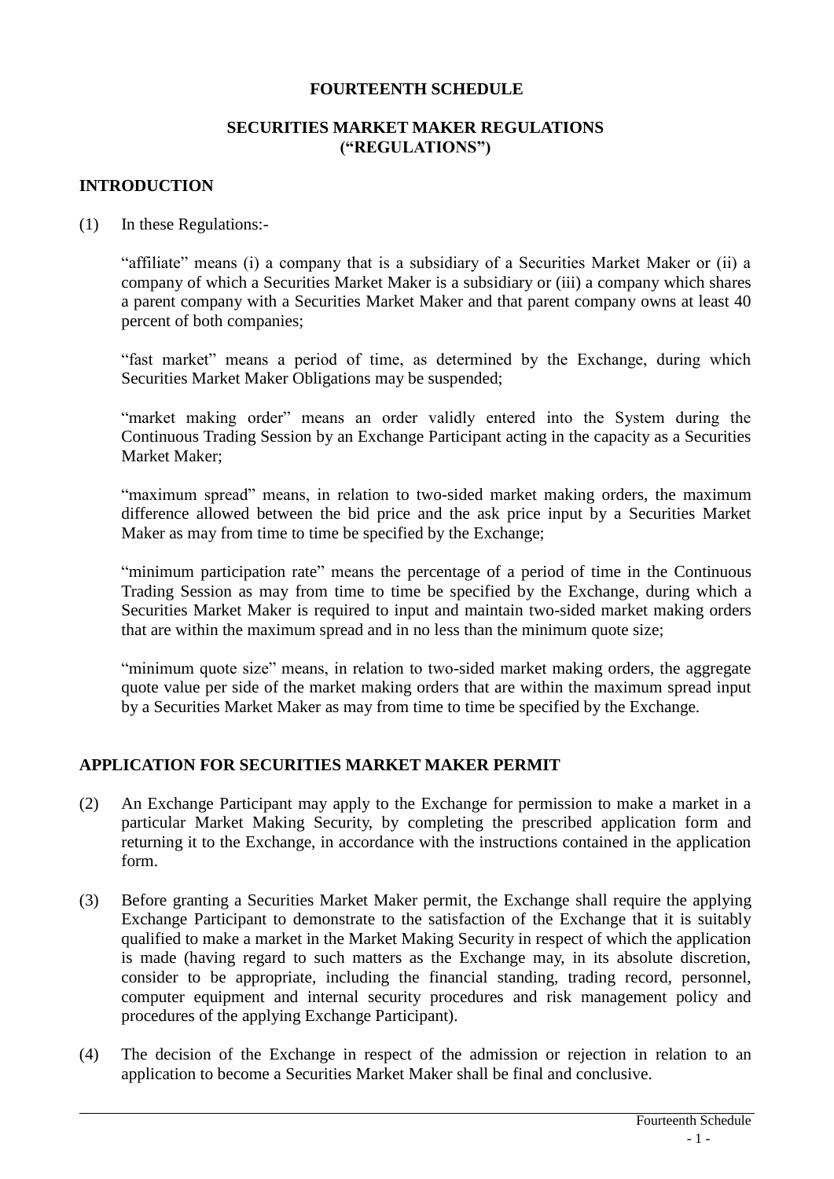# FOURTEENTH SCHEDULE

## SECURITIES MARKET MAKER REGULATIONS ("REGULATIONS")

### INTRODUCTION

(1) In these Regulations:-

"affiliate" means (i) a company that is a subsidiary of a Securities Market Maker or (ii) a company of which a Securities Market Maker is a subsidiary or (iii) a company which shares a parent company with a Securities Market Maker and that parent company owns at least 40 percent of both companies;

"fast market" means a period of time, as determined by the Exchange, during which Securities Market Maker Obligations may be suspended;

"market making order" means an order validly entered into the System during the Continuous Trading Session by an Exchange Participant acting in the capacity as a Securities Market Maker;

"maximum spread" means, in relation to two-sided market making orders, the maximum difference allowed between the bid price and the ask price input by a Securities Market Maker as may from time to time be specified by the Exchange;

"minimum participation rate" means the percentage of a period of time in the Continuous Trading Session as may from time to time be specified by the Exchange, during which a Securities Market Maker is required to input and maintain two-sided market making orders that are within the maximum spread and in no less than the minimum quote size;

"minimum quote size" means, in relation to two-sided market making orders, the aggregate quote value per side of the market making orders that are within the maximum spread input by a Securities Market Maker as may from time to time be specified by the Exchange.

### APPLICATION FOR SECURITIES MARKET MAKER PERMIT

(2) An Exchange Participant may apply to the Exchange for permission to make a market in a particular Market Making Security, by completing the prescribed application form and returning it to the Exchange, in accordance with the instructions contained in the application form.

(3) Before granting a Securities Market Maker permit, the Exchange shall require the applying Exchange Participant to demonstrate to the satisfaction of the Exchange that it is suitably qualified to make a market in the Market Making Security in respect of which the application is made (having regard to such matters as the Exchange may, in its absolute discretion, consider to be appropriate, including the financial standing, trading record, personnel, computer equipment and internal security procedures and risk management policy and procedures of the applying Exchange Participant).

(4) The decision of the Exchange in respect of the admission or rejection in relation to an application to become a Securities Market Maker shall be final and conclusive.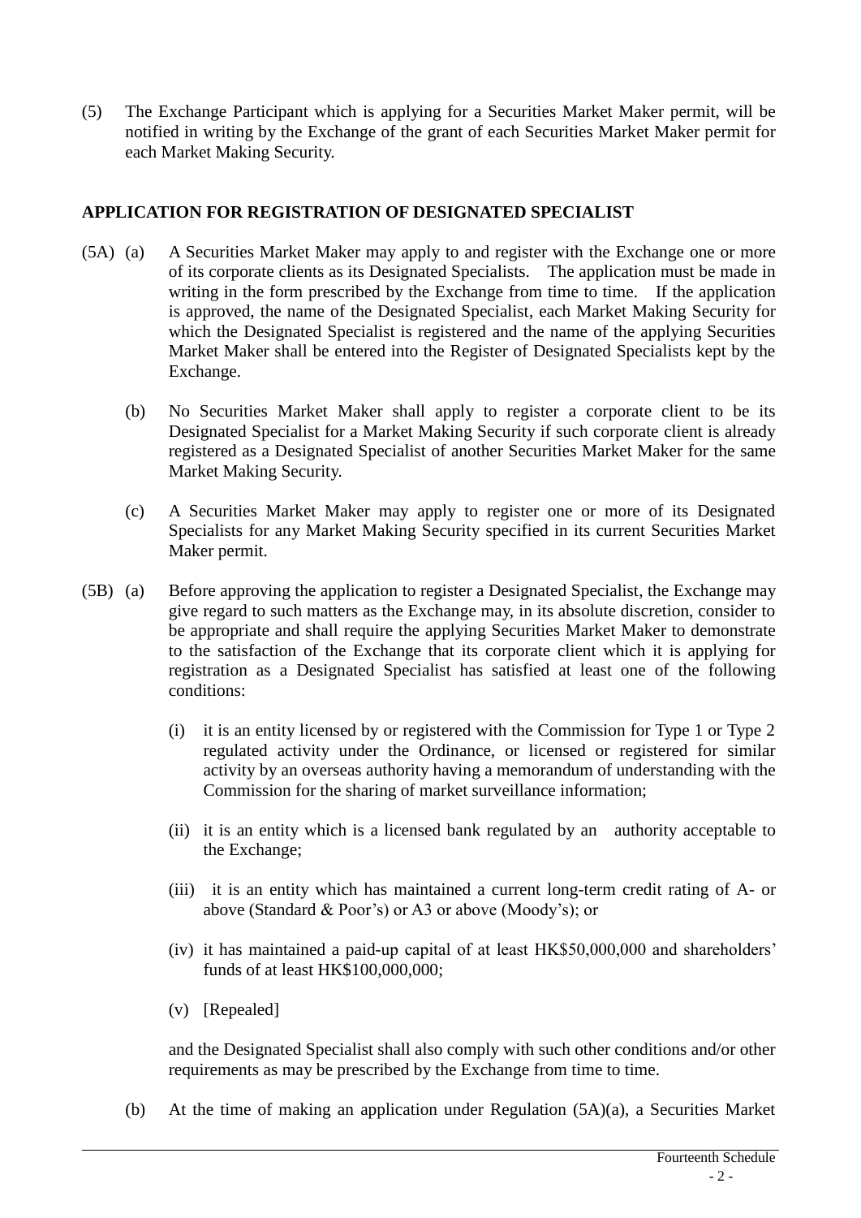(5) The Exchange Participant which is applying for a Securities Market Maker permit, will be notified in writing by the Exchange of the grant of each Securities Market Maker permit for each Market Making Security.

**APPLICATION FOR REGISTRATION OF DESIGNATED SPECIALIST**

(5A) (a) A Securities Market Maker may apply to and register with the Exchange one or more of its corporate clients as its Designated Specialists. The application must be made in writing in the form prescribed by the Exchange from time to time. If the application is approved, the name of the Designated Specialist, each Market Making Security for which the Designated Specialist is registered and the name of the applying Securities Market Maker shall be entered into the Register of Designated Specialists kept by the Exchange.

(b) No Securities Market Maker shall apply to register a corporate client to be its Designated Specialist for a Market Making Security if such corporate client is already registered as a Designated Specialist of another Securities Market Maker for the same Market Making Security.

(c) A Securities Market Maker may apply to register one or more of its Designated Specialists for any Market Making Security specified in its current Securities Market Maker permit.

(5B) (a) Before approving the application to register a Designated Specialist, the Exchange may give regard to such matters as the Exchange may, in its absolute discretion, consider to be appropriate and shall require the applying Securities Market Maker to demonstrate to the satisfaction of the Exchange that its corporate client which it is applying for registration as a Designated Specialist has satisfied at least one of the following conditions:

(i) it is an entity licensed by or registered with the Commission for Type 1 or Type 2 regulated activity under the Ordinance, or licensed or registered for similar activity by an overseas authority having a memorandum of understanding with the Commission for the sharing of market surveillance information;

(ii) it is an entity which is a licensed bank regulated by an authority acceptable to the Exchange;

(iii) it is an entity which has maintained a current long-term credit rating of A- or above (Standard & Poor's) or A3 or above (Moody's); or

(iv) it has maintained a paid-up capital of at least HK$50,000,000 and shareholders' funds of at least HK$100,000,000;

(v) [Repealed]

and the Designated Specialist shall also comply with such other conditions and/or other requirements as may be prescribed by the Exchange from time to time.

(b) At the time of making an application under Regulation (5A)(a), a Securities Market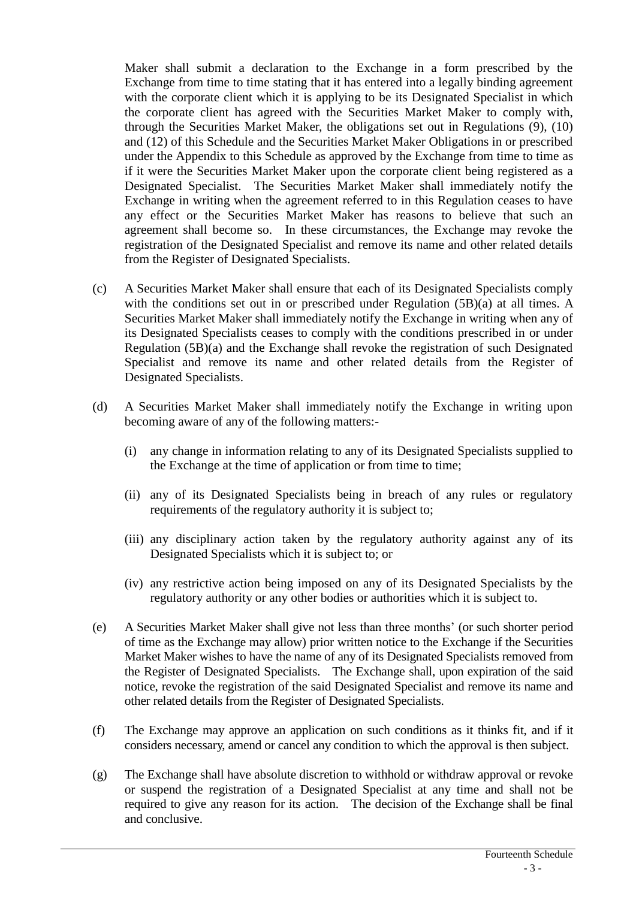Maker shall submit a declaration to the Exchange in a form prescribed by the Exchange from time to time stating that it has entered into a legally binding agreement with the corporate client which it is applying to be its Designated Specialist in which the corporate client has agreed with the Securities Market Maker to comply with, through the Securities Market Maker, the obligations set out in Regulations (9), (10) and (12) of this Schedule and the Securities Market Maker Obligations in or prescribed under the Appendix to this Schedule as approved by the Exchange from time to time as if it were the Securities Market Maker upon the corporate client being registered as a Designated Specialist. The Securities Market Maker shall immediately notify the Exchange in writing when the agreement referred to in this Regulation ceases to have any effect or the Securities Market Maker has reasons to believe that such an agreement shall become so. In these circumstances, the Exchange may revoke the registration of the Designated Specialist and remove its name and other related details from the Register of Designated Specialists.

(c) A Securities Market Maker shall ensure that each of its Designated Specialists comply with the conditions set out in or prescribed under Regulation (5B)(a) at all times. A Securities Market Maker shall immediately notify the Exchange in writing when any of its Designated Specialists ceases to comply with the conditions prescribed in or under Regulation (5B)(a) and the Exchange shall revoke the registration of such Designated Specialist and remove its name and other related details from the Register of Designated Specialists.

(d) A Securities Market Maker shall immediately notify the Exchange in writing upon becoming aware of any of the following matters:-

  (i) any change in information relating to any of its Designated Specialists supplied to the Exchange at the time of application or from time to time;

  (ii) any of its Designated Specialists being in breach of any rules or regulatory requirements of the regulatory authority it is subject to;

  (iii) any disciplinary action taken by the regulatory authority against any of its Designated Specialists which it is subject to; or

  (iv) any restrictive action being imposed on any of its Designated Specialists by the regulatory authority or any other bodies or authorities which it is subject to.

(e) A Securities Market Maker shall give not less than three months' (or such shorter period of time as the Exchange may allow) prior written notice to the Exchange if the Securities Market Maker wishes to have the name of any of its Designated Specialists removed from the Register of Designated Specialists. The Exchange shall, upon expiration of the said notice, revoke the registration of the said Designated Specialist and remove its name and other related details from the Register of Designated Specialists.

(f) The Exchange may approve an application on such conditions as it thinks fit, and if it considers necessary, amend or cancel any condition to which the approval is then subject.

(g) The Exchange shall have absolute discretion to withhold or withdraw approval or revoke or suspend the registration of a Designated Specialist at any time and shall not be required to give any reason for its action. The decision of the Exchange shall be final and conclusive.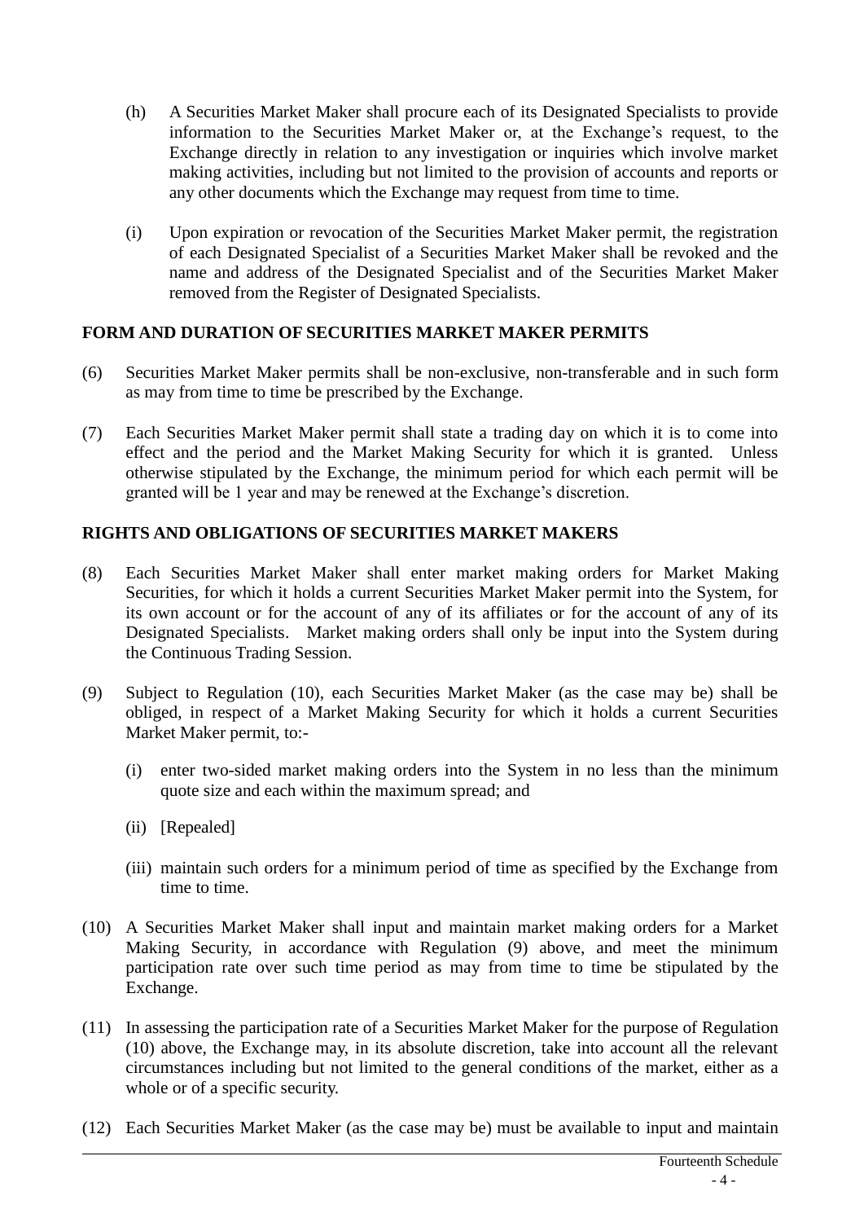(h) A Securities Market Maker shall procure each of its Designated Specialists to provide information to the Securities Market Maker or, at the Exchange's request, to the Exchange directly in relation to any investigation or inquiries which involve market making activities, including but not limited to the provision of accounts and reports or any other documents which the Exchange may request from time to time.

(i) Upon expiration or revocation of the Securities Market Maker permit, the registration of each Designated Specialist of a Securities Market Maker shall be revoked and the name and address of the Designated Specialist and of the Securities Market Maker removed from the Register of Designated Specialists.

**FORM AND DURATION OF SECURITIES MARKET MAKER PERMITS**

(6) Securities Market Maker permits shall be non-exclusive, non-transferable and in such form as may from time to time be prescribed by the Exchange.

(7) Each Securities Market Maker permit shall state a trading day on which it is to come into effect and the period and the Market Making Security for which it is granted. Unless otherwise stipulated by the Exchange, the minimum period for which each permit will be granted will be 1 year and may be renewed at the Exchange's discretion.

**RIGHTS AND OBLIGATIONS OF SECURITIES MARKET MAKERS**

(8) Each Securities Market Maker shall enter market making orders for Market Making Securities, for which it holds a current Securities Market Maker permit into the System, for its own account or for the account of any of its affiliates or for the account of any of its Designated Specialists. Market making orders shall only be input into the System during the Continuous Trading Session.

(9) Subject to Regulation (10), each Securities Market Maker (as the case may be) shall be obliged, in respect of a Market Making Security for which it holds a current Securities Market Maker permit, to:-

(i) enter two-sided market making orders into the System in no less than the minimum quote size and each within the maximum spread; and

(ii) [Repealed]

(iii) maintain such orders for a minimum period of time as specified by the Exchange from time to time.

(10) A Securities Market Maker shall input and maintain market making orders for a Market Making Security, in accordance with Regulation (9) above, and meet the minimum participation rate over such time period as may from time to time be stipulated by the Exchange.

(11) In assessing the participation rate of a Securities Market Maker for the purpose of Regulation (10) above, the Exchange may, in its absolute discretion, take into account all the relevant circumstances including but not limited to the general conditions of the market, either as a whole or of a specific security.

(12) Each Securities Market Maker (as the case may be) must be available to input and maintain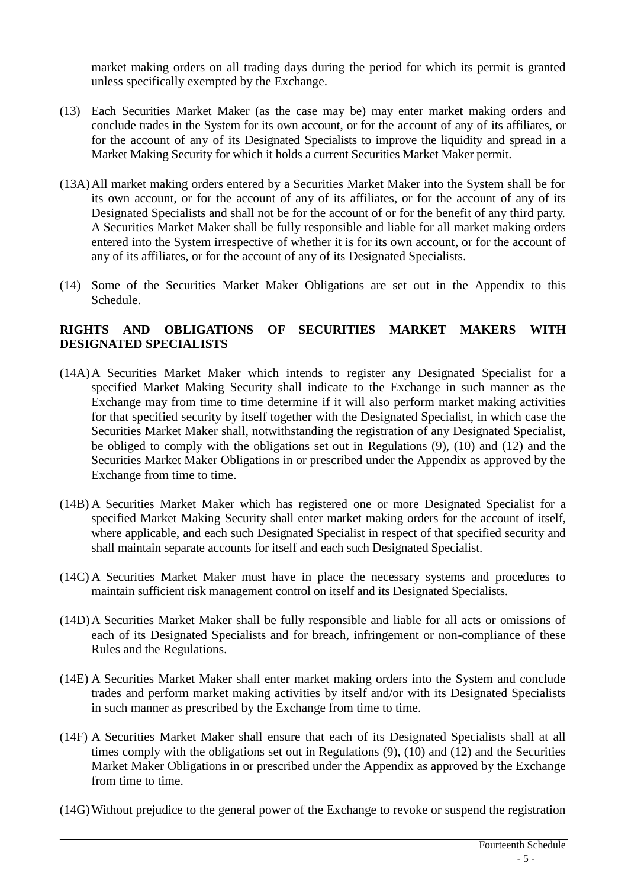market making orders on all trading days during the period for which its permit is granted unless specifically exempted by the Exchange.

(13) Each Securities Market Maker (as the case may be) may enter market making orders and conclude trades in the System for its own account, or for the account of any of its affiliates, or for the account of any of its Designated Specialists to improve the liquidity and spread in a Market Making Security for which it holds a current Securities Market Maker permit.

(13A) All market making orders entered by a Securities Market Maker into the System shall be for its own account, or for the account of any of its affiliates, or for the account of any of its Designated Specialists and shall not be for the account of or for the benefit of any third party. A Securities Market Maker shall be fully responsible and liable for all market making orders entered into the System irrespective of whether it is for its own account, or for the account of any of its affiliates, or for the account of any of its Designated Specialists.

(14) Some of the Securities Market Maker Obligations are set out in the Appendix to this Schedule.

**RIGHTS AND OBLIGATIONS OF SECURITIES MARKET MAKERS WITH DESIGNATED SPECIALISTS**

(14A) A Securities Market Maker which intends to register any Designated Specialist for a specified Market Making Security shall indicate to the Exchange in such manner as the Exchange may from time to time determine if it will also perform market making activities for that specified security by itself together with the Designated Specialist, in which case the Securities Market Maker shall, notwithstanding the registration of any Designated Specialist, be obliged to comply with the obligations set out in Regulations (9), (10) and (12) and the Securities Market Maker Obligations in or prescribed under the Appendix as approved by the Exchange from time to time.

(14B) A Securities Market Maker which has registered one or more Designated Specialist for a specified Market Making Security shall enter market making orders for the account of itself, where applicable, and each such Designated Specialist in respect of that specified security and shall maintain separate accounts for itself and each such Designated Specialist.

(14C) A Securities Market Maker must have in place the necessary systems and procedures to maintain sufficient risk management control on itself and its Designated Specialists.

(14D) A Securities Market Maker shall be fully responsible and liable for all acts or omissions of each of its Designated Specialists and for breach, infringement or non-compliance of these Rules and the Regulations.

(14E) A Securities Market Maker shall enter market making orders into the System and conclude trades and perform market making activities by itself and/or with its Designated Specialists in such manner as prescribed by the Exchange from time to time.

(14F) A Securities Market Maker shall ensure that each of its Designated Specialists shall at all times comply with the obligations set out in Regulations (9), (10) and (12) and the Securities Market Maker Obligations in or prescribed under the Appendix as approved by the Exchange from time to time.

(14G) Without prejudice to the general power of the Exchange to revoke or suspend the registration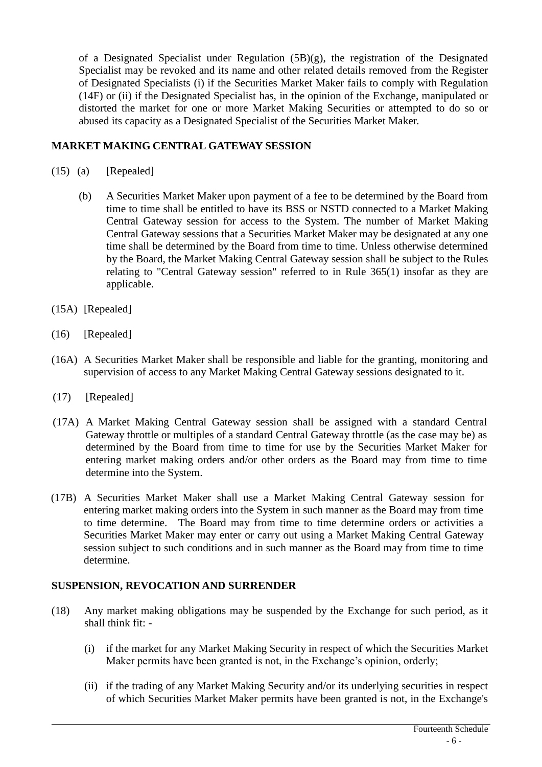of a Designated Specialist under Regulation (5B)(g), the registration of the Designated Specialist may be revoked and its name and other related details removed from the Register of Designated Specialists (i) if the Securities Market Maker fails to comply with Regulation (14F) or (ii) if the Designated Specialist has, in the opinion of the Exchange, manipulated or distorted the market for one or more Market Making Securities or attempted to do so or abused its capacity as a Designated Specialist of the Securities Market Maker.

## MARKET MAKING CENTRAL GATEWAY SESSION

(15) (a) [Repealed]

(b) A Securities Market Maker upon payment of a fee to be determined by the Board from time to time shall be entitled to have its BSS or NSTD connected to a Market Making Central Gateway session for access to the System. The number of Market Making Central Gateway sessions that a Securities Market Maker may be designated at any one time shall be determined by the Board from time to time. Unless otherwise determined by the Board, the Market Making Central Gateway session shall be subject to the Rules relating to "Central Gateway session" referred to in Rule 365(1) insofar as they are applicable.

(15A) [Repealed]

(16) [Repealed]

(16A) A Securities Market Maker shall be responsible and liable for the granting, monitoring and supervision of access to any Market Making Central Gateway sessions designated to it.

(17) [Repealed]

(17A) A Market Making Central Gateway session shall be assigned with a standard Central Gateway throttle or multiples of a standard Central Gateway throttle (as the case may be) as determined by the Board from time to time for use by the Securities Market Maker for entering market making orders and/or other orders as the Board may from time to time determine into the System.

(17B) A Securities Market Maker shall use a Market Making Central Gateway session for entering market making orders into the System in such manner as the Board may from time to time determine. The Board may from time to time determine orders or activities a Securities Market Maker may enter or carry out using a Market Making Central Gateway session subject to such conditions and in such manner as the Board may from time to time determine.

## SUSPENSION, REVOCATION AND SURRENDER

(18) Any market making obligations may be suspended by the Exchange for such period, as it shall think fit: -

(i) if the market for any Market Making Security in respect of which the Securities Market Maker permits have been granted is not, in the Exchange's opinion, orderly;

(ii) if the trading of any Market Making Security and/or its underlying securities in respect of which Securities Market Maker permits have been granted is not, in the Exchange's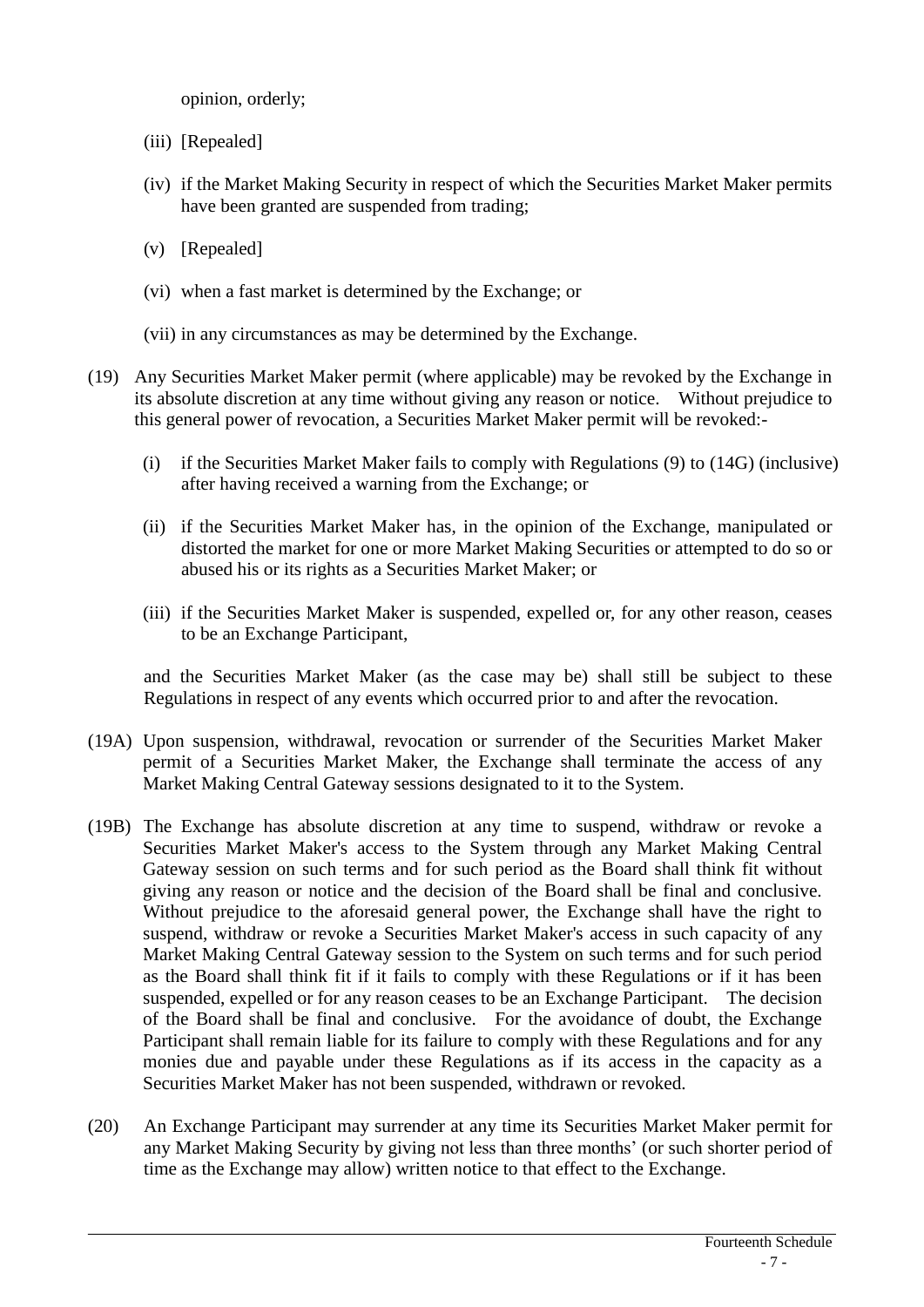opinion, orderly;

(iii) [Repealed]

(iv) if the Market Making Security in respect of which the Securities Market Maker permits have been granted are suspended from trading;

(v) [Repealed]

(vi) when a fast market is determined by the Exchange; or

(vii) in any circumstances as may be determined by the Exchange.

(19) Any Securities Market Maker permit (where applicable) may be revoked by the Exchange in its absolute discretion at any time without giving any reason or notice. Without prejudice to this general power of revocation, a Securities Market Maker permit will be revoked:-

(i) if the Securities Market Maker fails to comply with Regulations (9) to (14G) (inclusive) after having received a warning from the Exchange; or

(ii) if the Securities Market Maker has, in the opinion of the Exchange, manipulated or distorted the market for one or more Market Making Securities or attempted to do so or abused his or its rights as a Securities Market Maker; or

(iii) if the Securities Market Maker is suspended, expelled or, for any other reason, ceases to be an Exchange Participant,

and the Securities Market Maker (as the case may be) shall still be subject to these Regulations in respect of any events which occurred prior to and after the revocation.

(19A) Upon suspension, withdrawal, revocation or surrender of the Securities Market Maker permit of a Securities Market Maker, the Exchange shall terminate the access of any Market Making Central Gateway sessions designated to it to the System.

(19B) The Exchange has absolute discretion at any time to suspend, withdraw or revoke a Securities Market Maker's access to the System through any Market Making Central Gateway session on such terms and for such period as the Board shall think fit without giving any reason or notice and the decision of the Board shall be final and conclusive. Without prejudice to the aforesaid general power, the Exchange shall have the right to suspend, withdraw or revoke a Securities Market Maker's access in such capacity of any Market Making Central Gateway session to the System on such terms and for such period as the Board shall think fit if it fails to comply with these Regulations or if it has been suspended, expelled or for any reason ceases to be an Exchange Participant. The decision of the Board shall be final and conclusive. For the avoidance of doubt, the Exchange Participant shall remain liable for its failure to comply with these Regulations and for any monies due and payable under these Regulations as if its access in the capacity as a Securities Market Maker has not been suspended, withdrawn or revoked.

(20) An Exchange Participant may surrender at any time its Securities Market Maker permit for any Market Making Security by giving not less than three months' (or such shorter period of time as the Exchange may allow) written notice to that effect to the Exchange.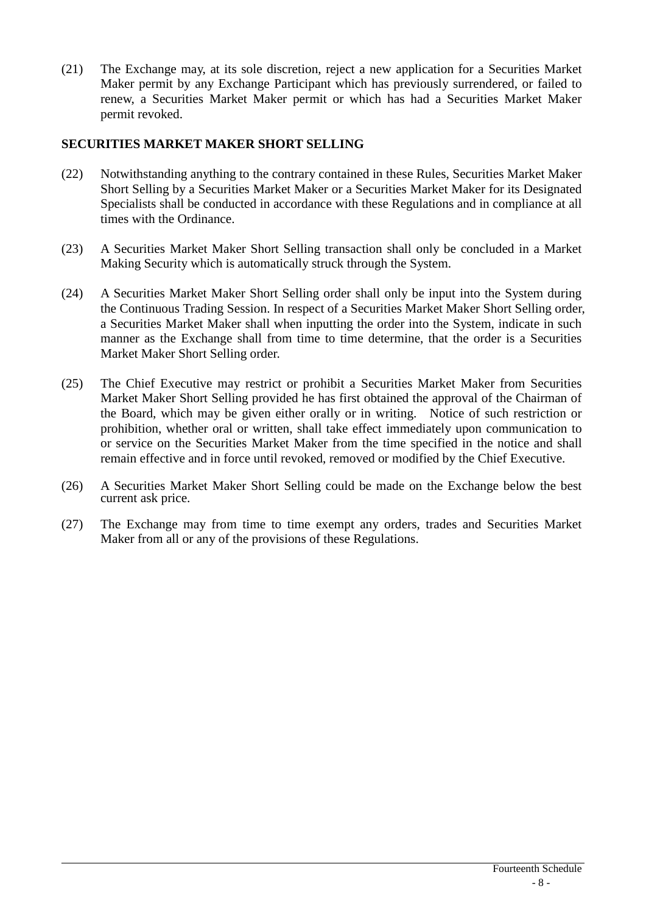(21) The Exchange may, at its sole discretion, reject a new application for a Securities Market Maker permit by any Exchange Participant which has previously surrendered, or failed to renew, a Securities Market Maker permit or which has had a Securities Market Maker permit revoked.

**SECURITIES MARKET MAKER SHORT SELLING**

(22) Notwithstanding anything to the contrary contained in these Rules, Securities Market Maker Short Selling by a Securities Market Maker or a Securities Market Maker for its Designated Specialists shall be conducted in accordance with these Regulations and in compliance at all times with the Ordinance.

(23) A Securities Market Maker Short Selling transaction shall only be concluded in a Market Making Security which is automatically struck through the System.

(24) A Securities Market Maker Short Selling order shall only be input into the System during the Continuous Trading Session. In respect of a Securities Market Maker Short Selling order, a Securities Market Maker shall when inputting the order into the System, indicate in such manner as the Exchange shall from time to time determine, that the order is a Securities Market Maker Short Selling order.

(25) The Chief Executive may restrict or prohibit a Securities Market Maker from Securities Market Maker Short Selling provided he has first obtained the approval of the Chairman of the Board, which may be given either orally or in writing. Notice of such restriction or prohibition, whether oral or written, shall take effect immediately upon communication to or service on the Securities Market Maker from the time specified in the notice and shall remain effective and in force until revoked, removed or modified by the Chief Executive.

(26) A Securities Market Maker Short Selling could be made on the Exchange below the best current ask price.

(27) The Exchange may from time to time exempt any orders, trades and Securities Market Maker from all or any of the provisions of these Regulations.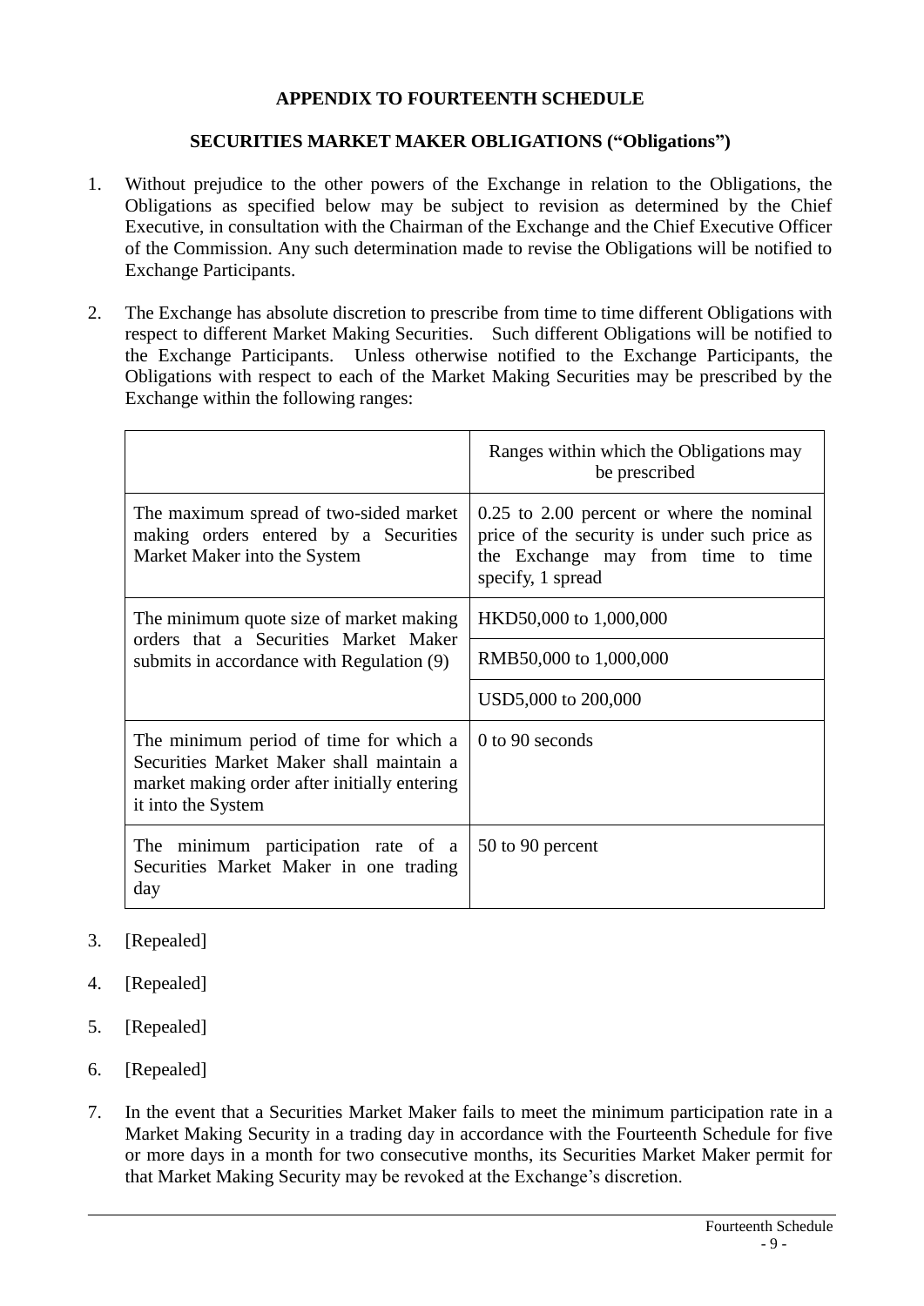**APPENDIX TO FOURTEENTH SCHEDULE**

**SECURITIES MARKET MAKER OBLIGATIONS ("Obligations")**

1. Without prejudice to the other powers of the Exchange in relation to the Obligations, the Obligations as specified below may be subject to revision as determined by the Chief Executive, in consultation with the Chairman of the Exchange and the Chief Executive Officer of the Commission. Any such determination made to revise the Obligations will be notified to Exchange Participants.

2. The Exchange has absolute discretion to prescribe from time to time different Obligations with respect to different Market Making Securities. Such different Obligations will be notified to the Exchange Participants. Unless otherwise notified to the Exchange Participants, the Obligations with respect to each of the Market Making Securities may be prescribed by the Exchange within the following ranges:

| | Ranges within which the Obligations may be prescribed |
|---|---|
| The maximum spread of two-sided market making orders entered by a Securities Market Maker into the System | 0.25 to 2.00 percent or where the nominal price of the security is under such price as the Exchange may from time to time specify, 1 spread |
| The minimum quote size of market making orders that a Securities Market Maker submits in accordance with Regulation (9) | HKD50,000 to 1,000,000 |
| | RMB50,000 to 1,000,000 |
| | USD5,000 to 200,000 |
| The minimum period of time for which a Securities Market Maker shall maintain a market making order after initially entering it into the System | 0 to 90 seconds |
| The minimum participation rate of a Securities Market Maker in one trading day | 50 to 90 percent |

3. [Repealed]

4. [Repealed]

5. [Repealed]

6. [Repealed]

7. In the event that a Securities Market Maker fails to meet the minimum participation rate in a Market Making Security in a trading day in accordance with the Fourteenth Schedule for five or more days in a month for two consecutive months, its Securities Market Maker permit for that Market Making Security may be revoked at the Exchange's discretion.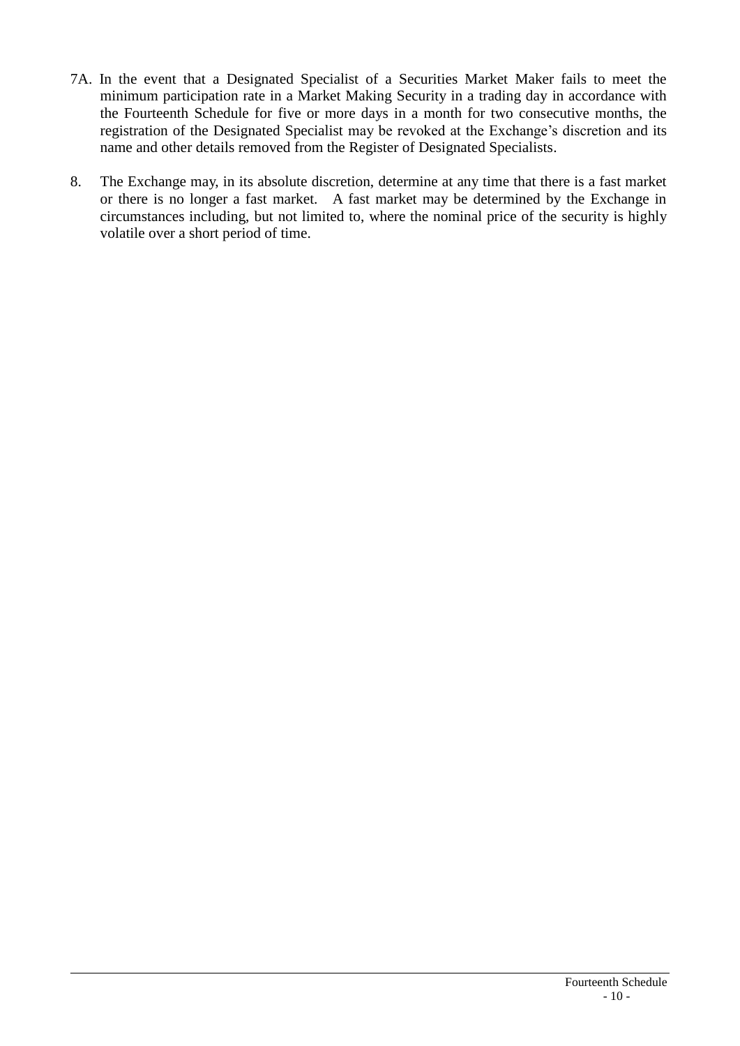7A. In the event that a Designated Specialist of a Securities Market Maker fails to meet the minimum participation rate in a Market Making Security in a trading day in accordance with the Fourteenth Schedule for five or more days in a month for two consecutive months, the registration of the Designated Specialist may be revoked at the Exchange's discretion and its name and other details removed from the Register of Designated Specialists.

8. The Exchange may, in its absolute discretion, determine at any time that there is a fast market or there is no longer a fast market. A fast market may be determined by the Exchange in circumstances including, but not limited to, where the nominal price of the security is highly volatile over a short period of time.